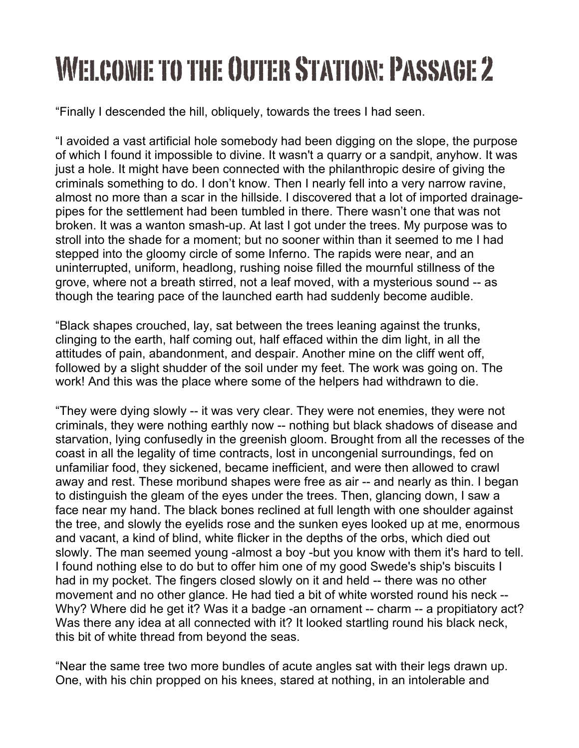# Welcome to the Outer Station: Passage 2

“Finally I descended the hill, obliquely, towards the trees I had seen.

“I avoided a vast artificial hole somebody had been digging on the slope, the purpose of which I found it impossible to divine. It wasn't a quarry or a sandpit, anyhow. It was just a hole. It might have been connected with the philanthropic desire of giving the criminals something to do. I don’t know. Then I nearly fell into a very narrow ravine, almost no more than a scar in the hillside. I discovered that a lot of imported drainage-pipes for the settlement had been tumbled in there. There wasn’t one that was not broken. It was a wanton smash-up. At last I got under the trees. My purpose was to stroll into the shade for a moment; but no sooner within than it seemed to me I had stepped into the gloomy circle of some Inferno. The rapids were near, and an uninterrupted, uniform, headlong, rushing noise filled the mournful stillness of the grove, where not a breath stirred, not a leaf moved, with a mysterious sound -- as though the tearing pace of the launched earth had suddenly become audible.

“Black shapes crouched, lay, sat between the trees leaning against the trunks, clinging to the earth, half coming out, half effaced within the dim light, in all the attitudes of pain, abandonment, and despair. Another mine on the cliff went off, followed by a slight shudder of the soil under my feet. The work was going on. The work! And this was the place where some of the helpers had withdrawn to die.

“They were dying slowly -- it was very clear. They were not enemies, they were not criminals, they were nothing earthly now -- nothing but black shadows of disease and starvation, lying confusedly in the greenish gloom. Brought from all the recesses of the coast in all the legality of time contracts, lost in uncongenial surroundings, fed on unfamiliar food, they sickened, became inefficient, and were then allowed to crawl away and rest. These moribund shapes were free as air -- and nearly as thin. I began to distinguish the gleam of the eyes under the trees. Then, glancing down, I saw a face near my hand. The black bones reclined at full length with one shoulder against the tree, and slowly the eyelids rose and the sunken eyes looked up at me, enormous and vacant, a kind of blind, white flicker in the depths of the orbs, which died out slowly. The man seemed young -almost a boy -but you know with them it's hard to tell. I found nothing else to do but to offer him one of my good Swede's ship's biscuits I had in my pocket. The fingers closed slowly on it and held -- there was no other movement and no other glance. He had tied a bit of white worsted round his neck -- Why? Where did he get it? Was it a badge -an ornament -- charm -- a propitiatory act? Was there any idea at all connected with it? It looked startling round his black neck, this bit of white thread from beyond the seas.

“Near the same tree two more bundles of acute angles sat with their legs drawn up. One, with his chin propped on his knees, stared at nothing, in an intolerable and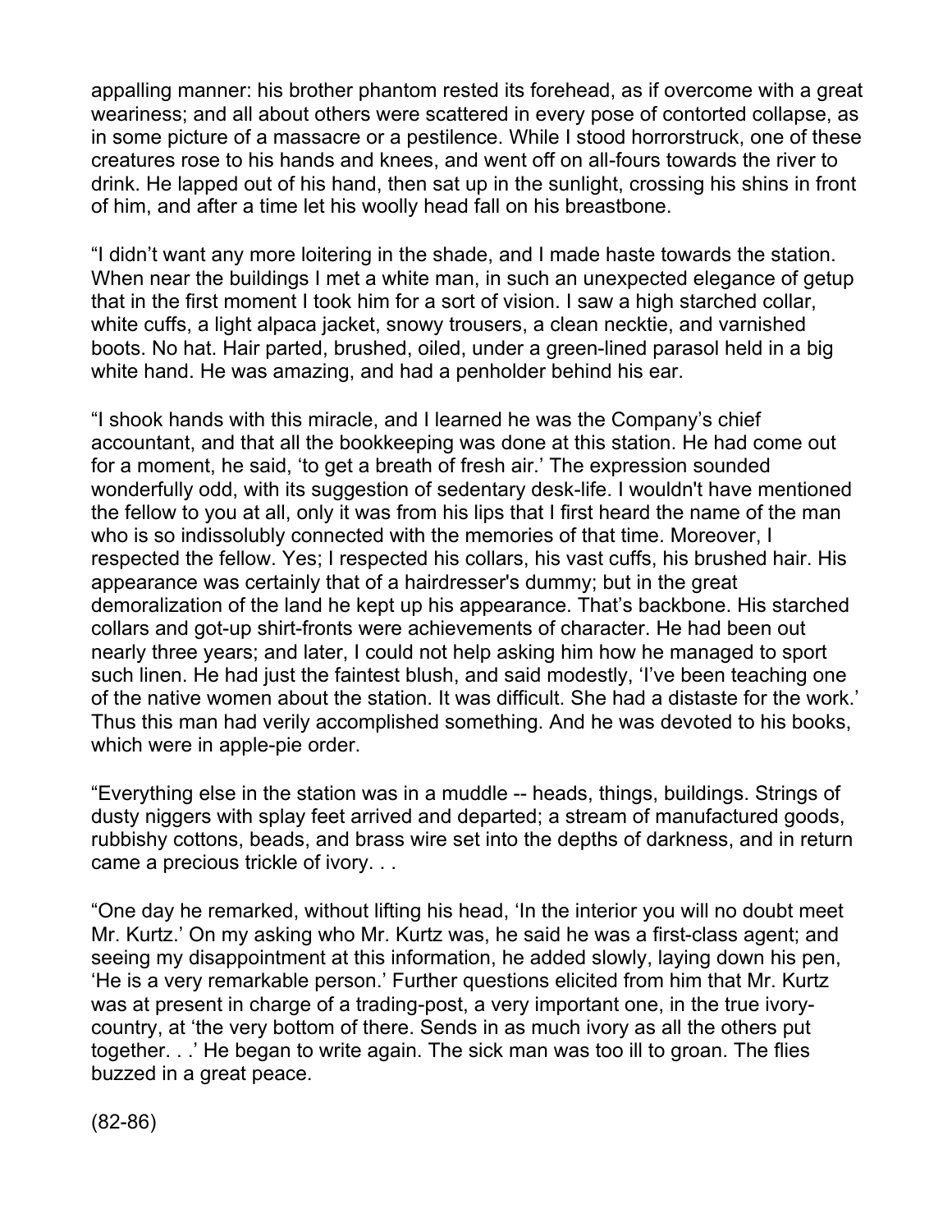appalling manner: his brother phantom rested its forehead, as if overcome with a great weariness; and all about others were scattered in every pose of contorted collapse, as in some picture of a massacre or a pestilence. While I stood horrorstruck, one of these creatures rose to his hands and knees, and went off on all-fours towards the river to drink. He lapped out of his hand, then sat up in the sunlight, crossing his shins in front of him, and after a time let his woolly head fall on his breastbone.

“I didn’t want any more loitering in the shade, and I made haste towards the station. When near the buildings I met a white man, in such an unexpected elegance of getup that in the first moment I took him for a sort of vision. I saw a high starched collar, white cuffs, a light alpaca jacket, snowy trousers, a clean necktie, and varnished boots. No hat. Hair parted, brushed, oiled, under a green-lined parasol held in a big white hand. He was amazing, and had a penholder behind his ear.

“I shook hands with this miracle, and I learned he was the Company’s chief accountant, and that all the bookkeeping was done at this station. He had come out for a moment, he said, ‘to get a breath of fresh air.’ The expression sounded wonderfully odd, with its suggestion of sedentary desk-life. I wouldn't have mentioned the fellow to you at all, only it was from his lips that I first heard the name of the man who is so indissolubly connected with the memories of that time. Moreover, I respected the fellow. Yes; I respected his collars, his vast cuffs, his brushed hair. His appearance was certainly that of a hairdresser's dummy; but in the great demoralization of the land he kept up his appearance. That’s backbone. His starched collars and got-up shirt-fronts were achievements of character. He had been out nearly three years; and later, I could not help asking him how he managed to sport such linen. He had just the faintest blush, and said modestly, ‘I’ve been teaching one of the native women about the station. It was difficult. She had a distaste for the work.’ Thus this man had verily accomplished something. And he was devoted to his books, which were in apple-pie order.

“Everything else in the station was in a muddle -- heads, things, buildings. Strings of dusty niggers with splay feet arrived and departed; a stream of manufactured goods, rubbishy cottons, beads, and brass wire set into the depths of darkness, and in return came a precious trickle of ivory. . .

“One day he remarked, without lifting his head, ‘In the interior you will no doubt meet Mr. Kurtz.’ On my asking who Mr. Kurtz was, he said he was a first-class agent; and seeing my disappointment at this information, he added slowly, laying down his pen, ‘He is a very remarkable person.’ Further questions elicited from him that Mr. Kurtz was at present in charge of a trading-post, a very important one, in the true ivory-country, at ‘the very bottom of there. Sends in as much ivory as all the others put together. . .’ He began to write again. The sick man was too ill to groan. The flies buzzed in a great peace.

(82-86)